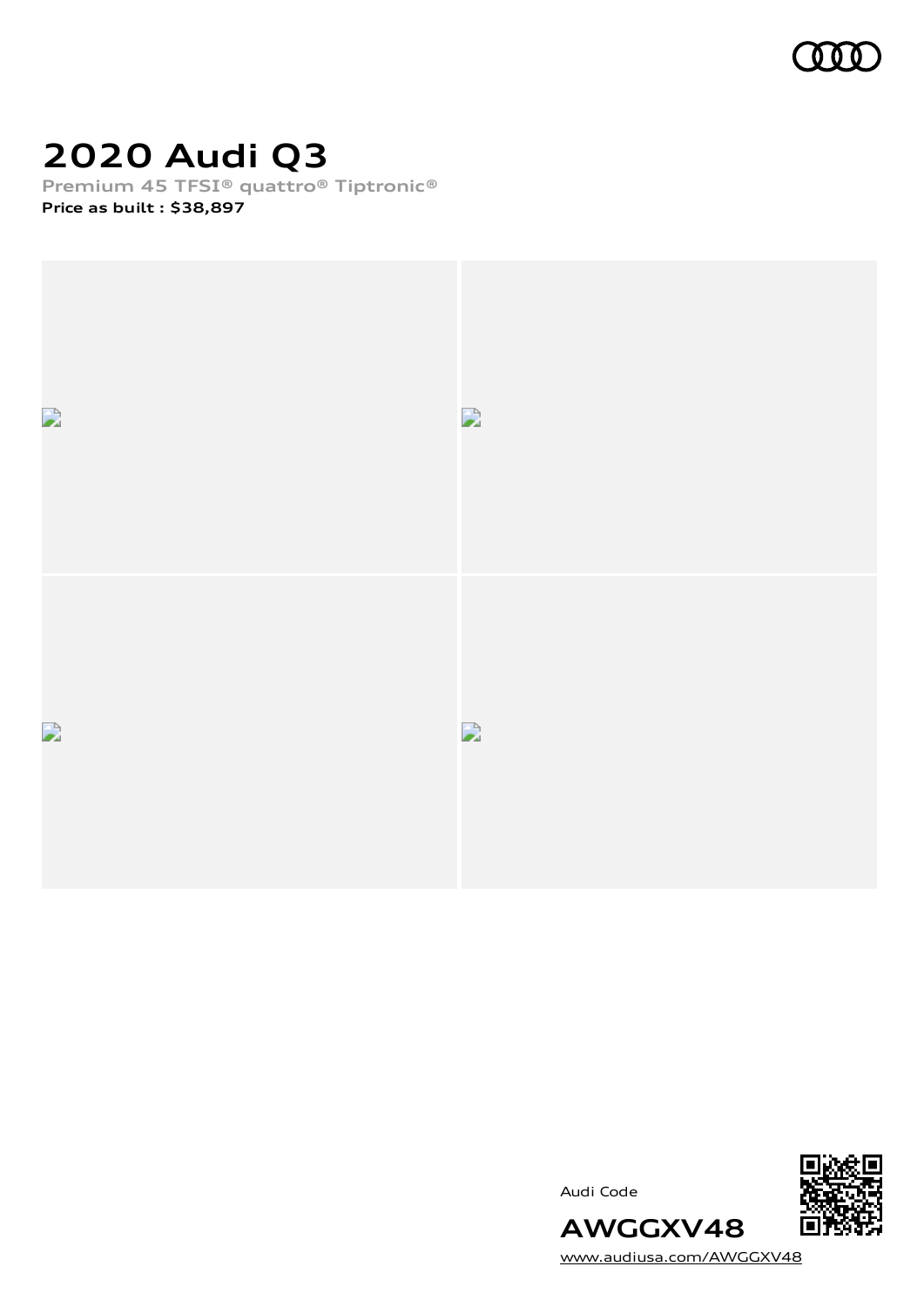# 2020 Audi Q3

**Premium 45 TFSI® quattro® Tiptronic®**

**Price as built : $38,897**

Audi Code

**AWGGXV48**

www.audiusa.com/AWGGXV48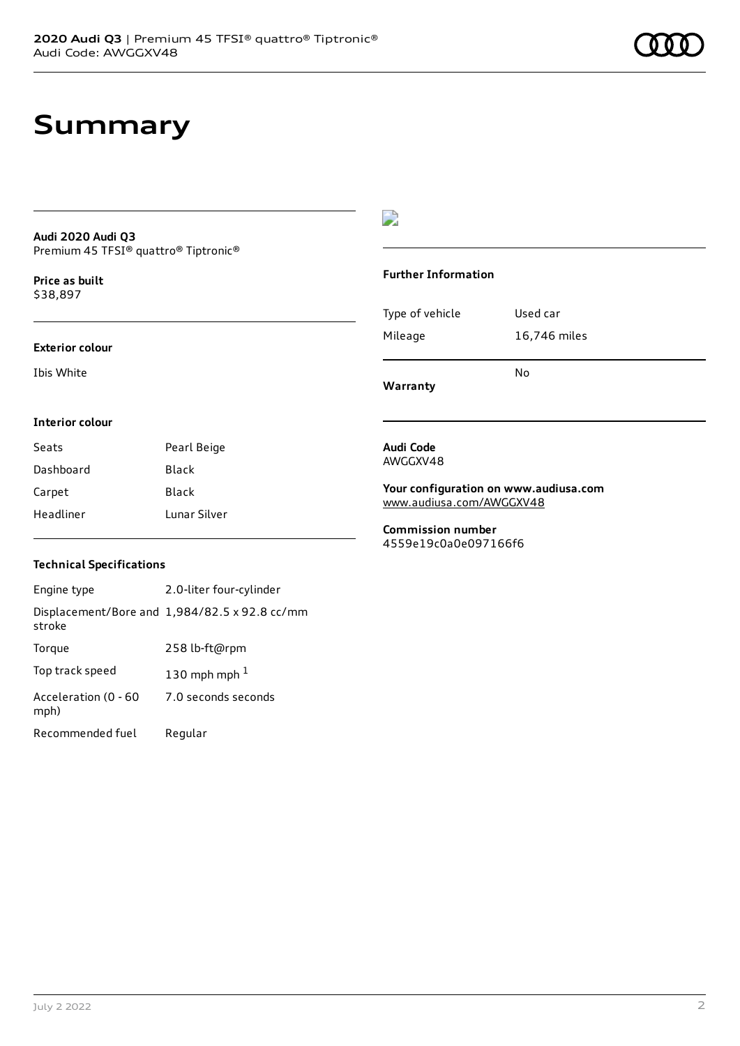# Summary

**Audi 2020 Audi Q3**
Premium 45 TFSI® quattro® Tiptronic®

**Price as built**
$38,897

**Exterior colour**

Ibis White

**Interior colour**

| Seats | Pearl Beige |
| --- | --- |
| Dashboard | Black |
| Carpet | Black |
| Headliner | Lunar Silver |

**Technical Specifications**

| Engine type | 2.0-liter four-cylinder |
| --- | --- |
| Displacement/Bore and stroke | 1,984/82.5 x 92.8 cc/mm |
| Torque | 258 lb-ft@rpm |
| Top track speed | 130 mph mph [1] |
| Acceleration (0 - 60 mph) | 7.0 seconds seconds |
| Recommended fuel | Regular |

**Further Information**

| Type of vehicle | Used car |
| --- | --- |
| Mileage | 16,746 miles |
| **Warranty** | No |

**Audi Code**
AWGGXV48

**Your configuration on www.audiusa.com**
www.audiusa.com/AWGGXV48

**Commission number**
4559e19c0a0e097166f6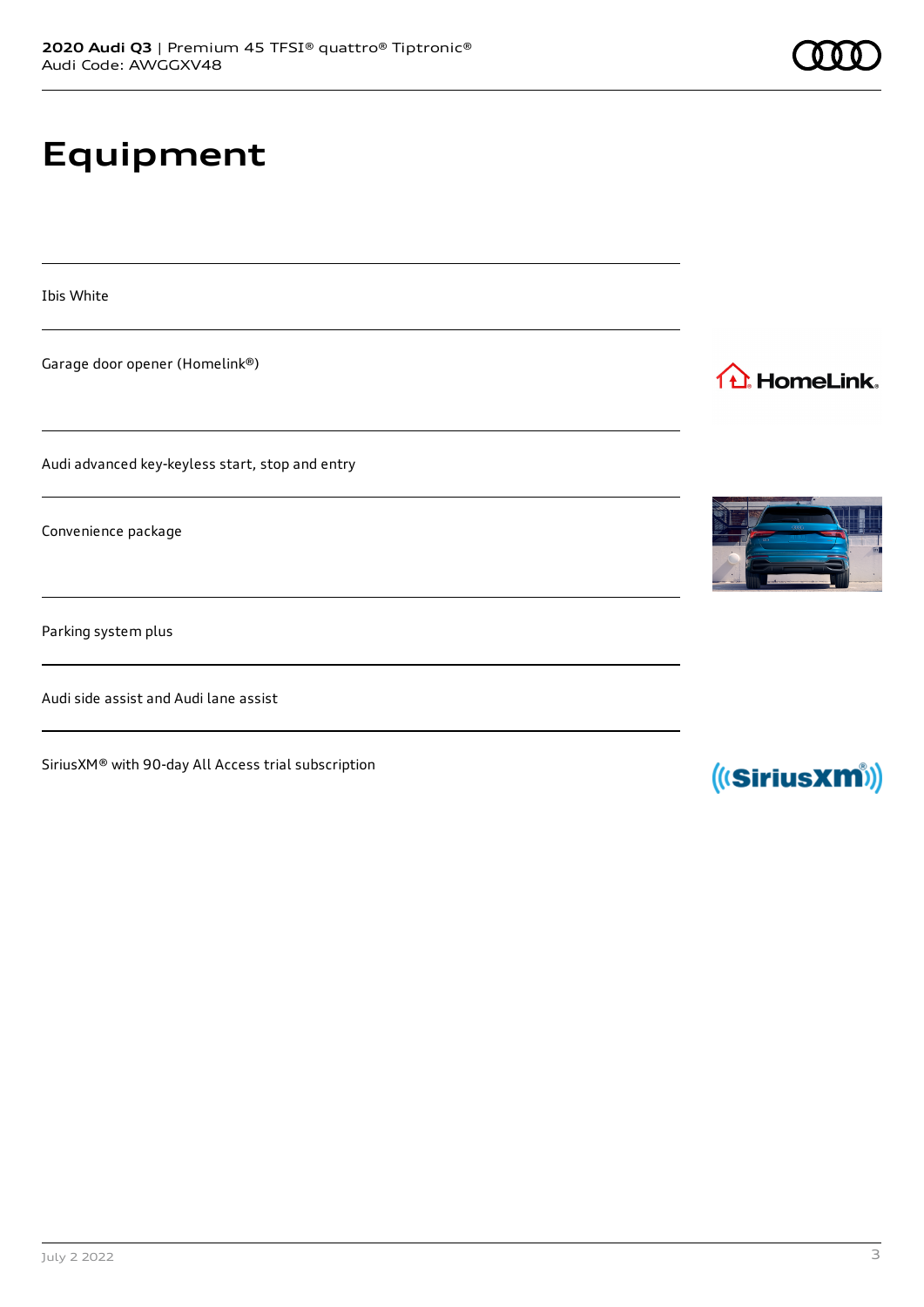# Equipment

Ibis White

Garage door opener (Homelink®)

Audi advanced key-keyless start, stop and entry

Convenience package

Parking system plus

Audi side assist and Audi lane assist

SiriusXM® with 90-day All Access trial subscription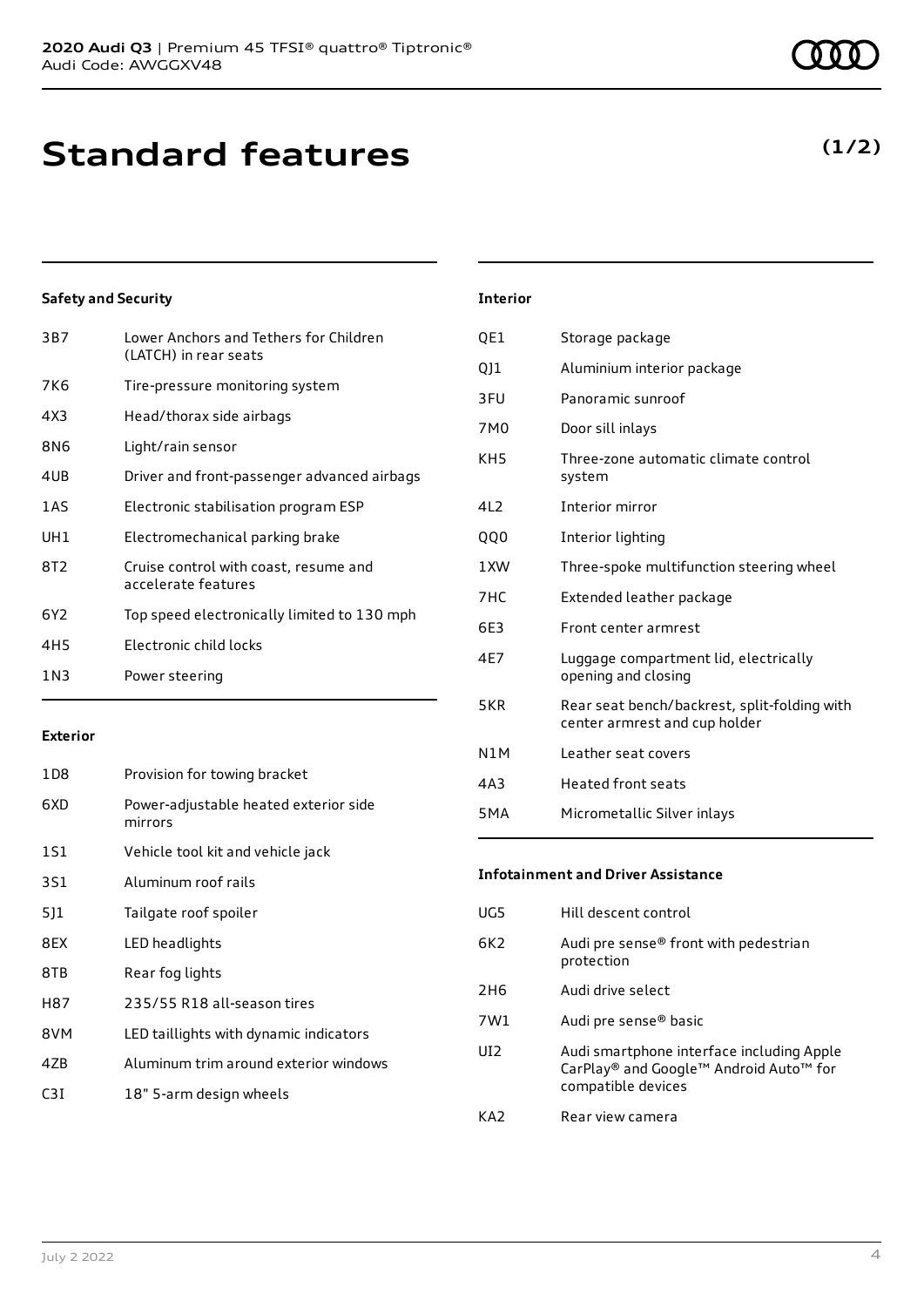# Standard features

**(1/2)**

### Safety and Security

| | |
|---|---|
| 3B7 | Lower Anchors and Tethers for Children (LATCH) in rear seats |
| 7K6 | Tire-pressure monitoring system |
| 4X3 | Head/thorax side airbags |
| 8N6 | Light/rain sensor |
| 4UB | Driver and front-passenger advanced airbags |
| 1AS | Electronic stabilisation program ESP |
| UH1 | Electromechanical parking brake |
| 8T2 | Cruise control with coast, resume and accelerate features |
| 6Y2 | Top speed electronically limited to 130 mph |
| 4H5 | Electronic child locks |
| 1N3 | Power steering |

### Exterior

| | |
|---|---|
| 1D8 | Provision for towing bracket |
| 6XD | Power-adjustable heated exterior side mirrors |
| 1S1 | Vehicle tool kit and vehicle jack |
| 3S1 | Aluminum roof rails |
| 5J1 | Tailgate roof spoiler |
| 8EX | LED headlights |
| 8TB | Rear fog lights |
| H87 | 235/55 R18 all-season tires |
| 8VM | LED taillights with dynamic indicators |
| 4ZB | Aluminum trim around exterior windows |
| C3I | 18" 5-arm design wheels |

### Interior

| | |
|---|---|
| QE1 | Storage package |
| QJ1 | Aluminium interior package |
| 3FU | Panoramic sunroof |
| 7M0 | Door sill inlays |
| KH5 | Three-zone automatic climate control system |
| 4L2 | Interior mirror |
| QQ0 | Interior lighting |
| 1XW | Three-spoke multifunction steering wheel |
| 7HC | Extended leather package |
| 6E3 | Front center armrest |
| 4E7 | Luggage compartment lid, electrically opening and closing |
| 5KR | Rear seat bench/backrest, split-folding with center armrest and cup holder |
| N1M | Leather seat covers |
| 4A3 | Heated front seats |
| 5MA | Micrometallic Silver inlays |

### Infotainment and Driver Assistance

| | |
|---|---|
| UG5 | Hill descent control |
| 6K2 | Audi pre sense® front with pedestrian protection |
| 2H6 | Audi drive select |
| 7W1 | Audi pre sense® basic |
| UI2 | Audi smartphone interface including Apple CarPlay® and Google™ Android Auto™ for compatible devices |
| KA2 | Rear view camera |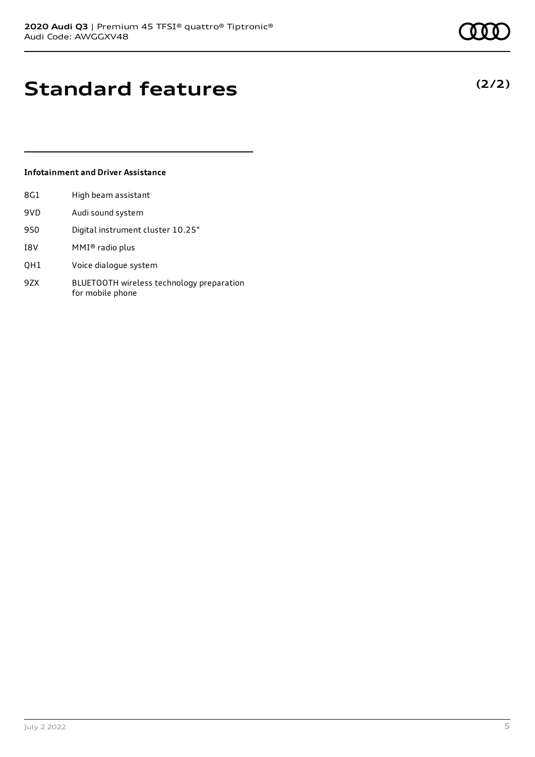# Standard features

**(2/2)**

### Infotainment and Driver Assistance

| | |
|---|---|
| 8G1 | High beam assistant |
| 9VD | Audi sound system |
| 9S0 | Digital instrument cluster 10.25" |
| I8V | MMI® radio plus |
| QH1 | Voice dialogue system |
| 9ZX | BLUETOOTH wireless technology preparation for mobile phone |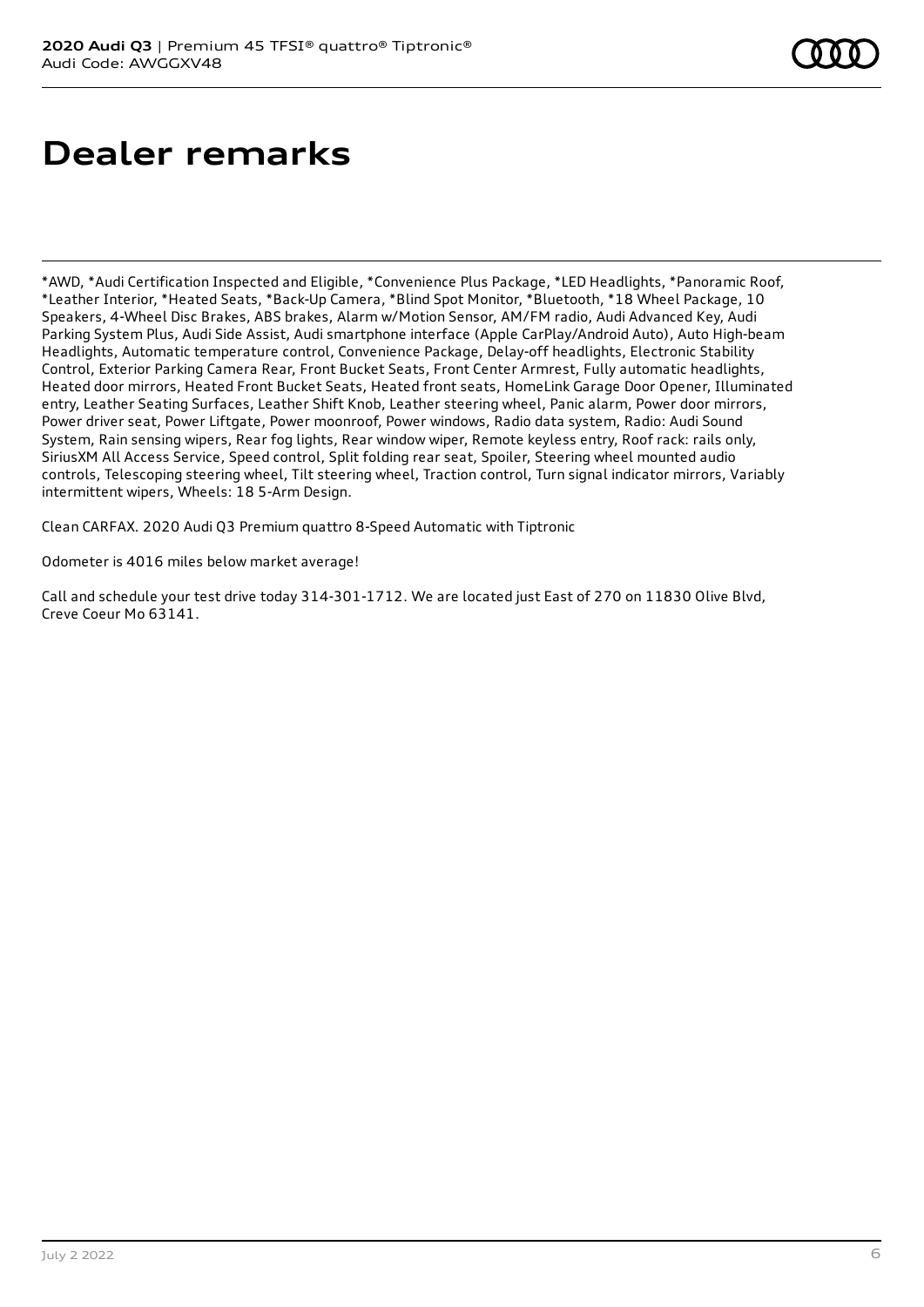# Dealer remarks

*AWD, *Audi Certification Inspected and Eligible, *Convenience Plus Package, *LED Headlights, *Panoramic Roof, *Leather Interior, *Heated Seats, *Back-Up Camera, *Blind Spot Monitor, *Bluetooth, *18 Wheel Package, 10 Speakers, 4-Wheel Disc Brakes, ABS brakes, Alarm w/Motion Sensor, AM/FM radio, Audi Advanced Key, Audi Parking System Plus, Audi Side Assist, Audi smartphone interface (Apple CarPlay/Android Auto), Auto High-beam Headlights, Automatic temperature control, Convenience Package, Delay-off headlights, Electronic Stability Control, Exterior Parking Camera Rear, Front Bucket Seats, Front Center Armrest, Fully automatic headlights, Heated door mirrors, Heated Front Bucket Seats, Heated front seats, HomeLink Garage Door Opener, Illuminated entry, Leather Seating Surfaces, Leather Shift Knob, Leather steering wheel, Panic alarm, Power door mirrors, Power driver seat, Power Liftgate, Power moonroof, Power windows, Radio data system, Radio: Audi Sound System, Rain sensing wipers, Rear fog lights, Rear window wiper, Remote keyless entry, Roof rack: rails only, SiriusXM All Access Service, Speed control, Split folding rear seat, Spoiler, Steering wheel mounted audio controls, Telescoping steering wheel, Tilt steering wheel, Traction control, Turn signal indicator mirrors, Variably intermittent wipers, Wheels: 18 5-Arm Design.

Clean CARFAX. 2020 Audi Q3 Premium quattro 8-Speed Automatic with Tiptronic

Odometer is 4016 miles below market average!

Call and schedule your test drive today 314-301-1712. We are located just East of 270 on 11830 Olive Blvd, Creve Coeur Mo 63141.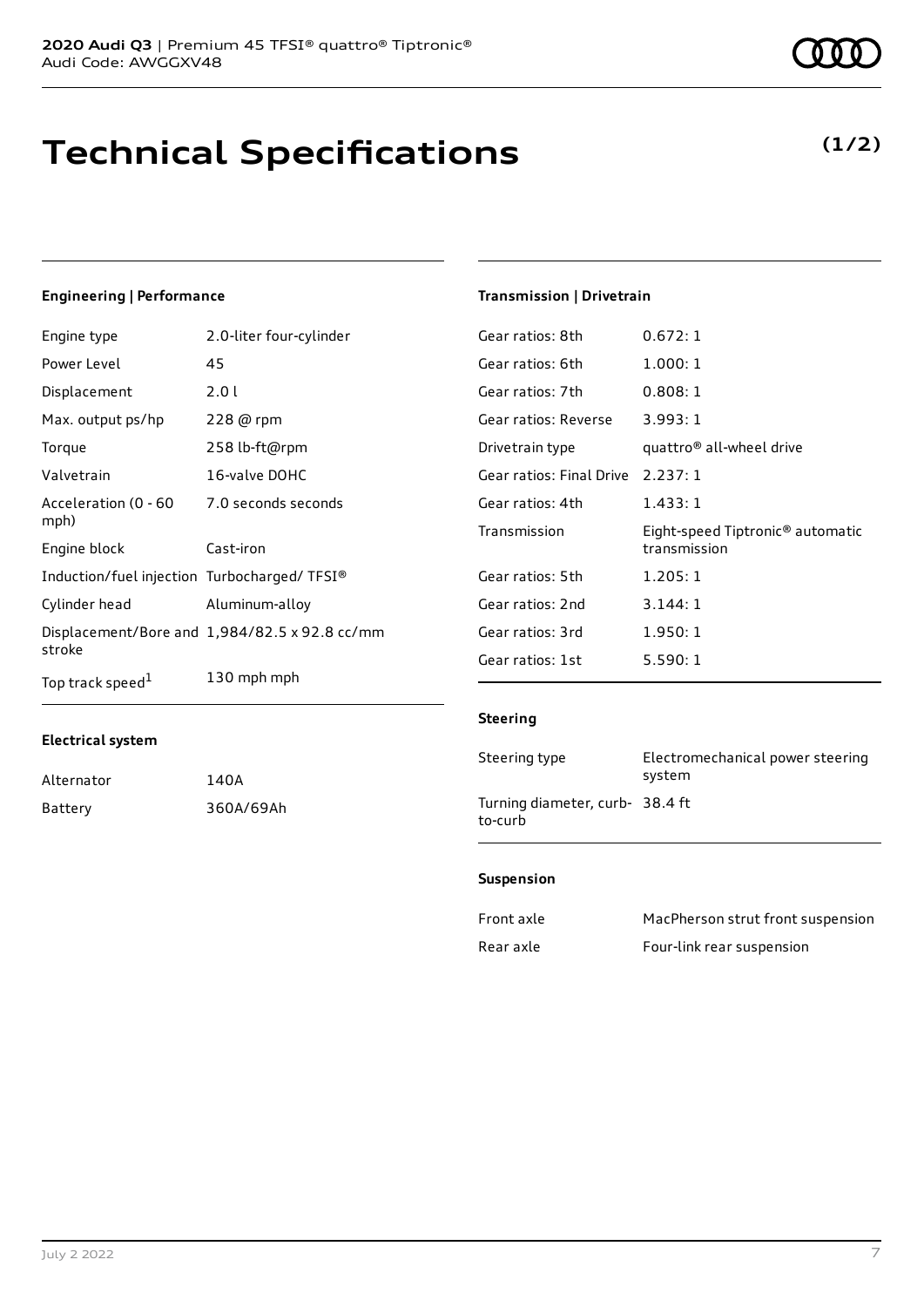**2020 Audi Q3** | Premium 45 TFSI® quattro® Tiptronic®
Audi Code: AWGGXV48

# Technical Specifications

**(1/2)**

### Engineering | Performance

| | |
|---|---|
| Engine type | 2.0-liter four-cylinder |
| Power Level | 45 |
| Displacement | 2.0 l |
| Max. output ps/hp | 228 @ rpm |
| Torque | 258 lb-ft@rpm |
| Valvetrain | 16-valve DOHC |
| Acceleration (0 - 60 mph) | 7.0 seconds seconds |
| Engine block | Cast-iron |
| Induction/fuel injection | Turbocharged/ TFSI® |
| Cylinder head | Aluminum-alloy |
| Displacement/Bore and stroke | 1,984/82.5 x 92.8 cc/mm |
| Top track speed[1] | 130 mph mph |

### Electrical system

| | |
|---|---|
| Alternator | 140A |
| Battery | 360A/69Ah |

### Transmission | Drivetrain

| | |
|---|---|
| Gear ratios: 8th | 0.672: 1 |
| Gear ratios: 6th | 1.000: 1 |
| Gear ratios: 7th | 0.808: 1 |
| Gear ratios: Reverse | 3.993: 1 |
| Drivetrain type | quattro® all-wheel drive |
| Gear ratios: Final Drive | 2.237: 1 |
| Gear ratios: 4th | 1.433: 1 |
| Transmission | Eight-speed Tiptronic® automatic transmission |
| Gear ratios: 5th | 1.205: 1 |
| Gear ratios: 2nd | 3.144: 1 |
| Gear ratios: 3rd | 1.950: 1 |
| Gear ratios: 1st | 5.590: 1 |

### Steering

| | |
|---|---|
| Steering type | Electromechanical power steering system |
| Turning diameter, curb-to-curb | 38.4 ft |

### Suspension

| | |
|---|---|
| Front axle | MacPherson strut front suspension |
| Rear axle | Four-link rear suspension |

July 2 2022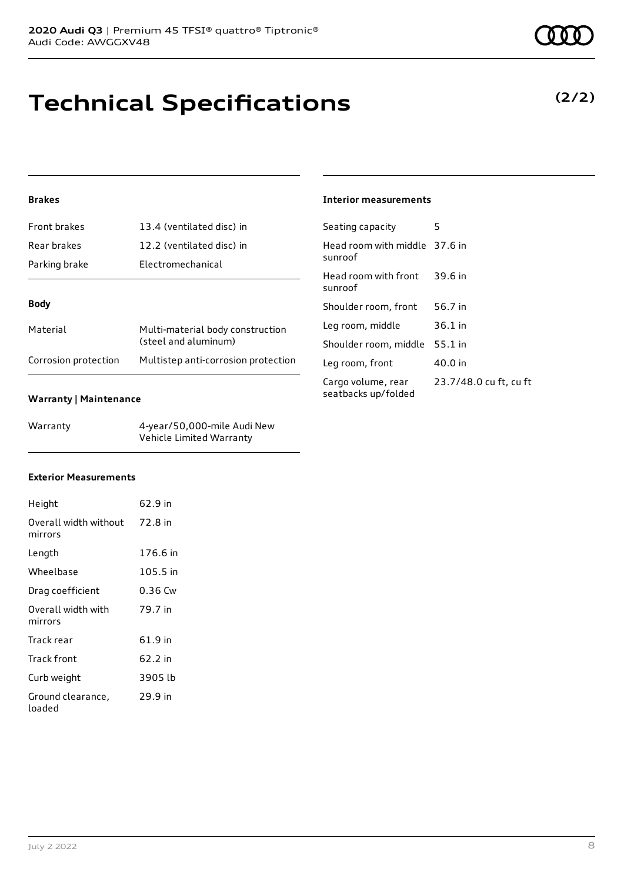# Technical Specifications

**(2/2)**

### Brakes

| | |
|---|---|
| Front brakes | 13.4 (ventilated disc) in |
| Rear brakes | 12.2 (ventilated disc) in |
| Parking brake | Electromechanical |

### Body

| | |
|---|---|
| Material | Multi-material body construction (steel and aluminum) |
| Corrosion protection | Multistep anti-corrosion protection |

### Warranty | Maintenance

| | |
|---|---|
| Warranty | 4-year/50,000-mile Audi New Vehicle Limited Warranty |

### Exterior Measurements

| | |
|---|---|
| Height | 62.9 in |
| Overall width without mirrors | 72.8 in |
| Length | 176.6 in |
| Wheelbase | 105.5 in |
| Drag coefficient | 0.36 Cw |
| Overall width with mirrors | 79.7 in |
| Track rear | 61.9 in |
| Track front | 62.2 in |
| Curb weight | 3905 lb |
| Ground clearance, loaded | 29.9 in |

### Interior measurements

| | |
|---|---|
| Seating capacity | 5 |
| Head room with middle sunroof | 37.6 in |
| Head room with front sunroof | 39.6 in |
| Shoulder room, front | 56.7 in |
| Leg room, middle | 36.1 in |
| Shoulder room, middle | 55.1 in |
| Leg room, front | 40.0 in |
| Cargo volume, rear seatbacks up/folded | 23.7/48.0 cu ft, cu ft |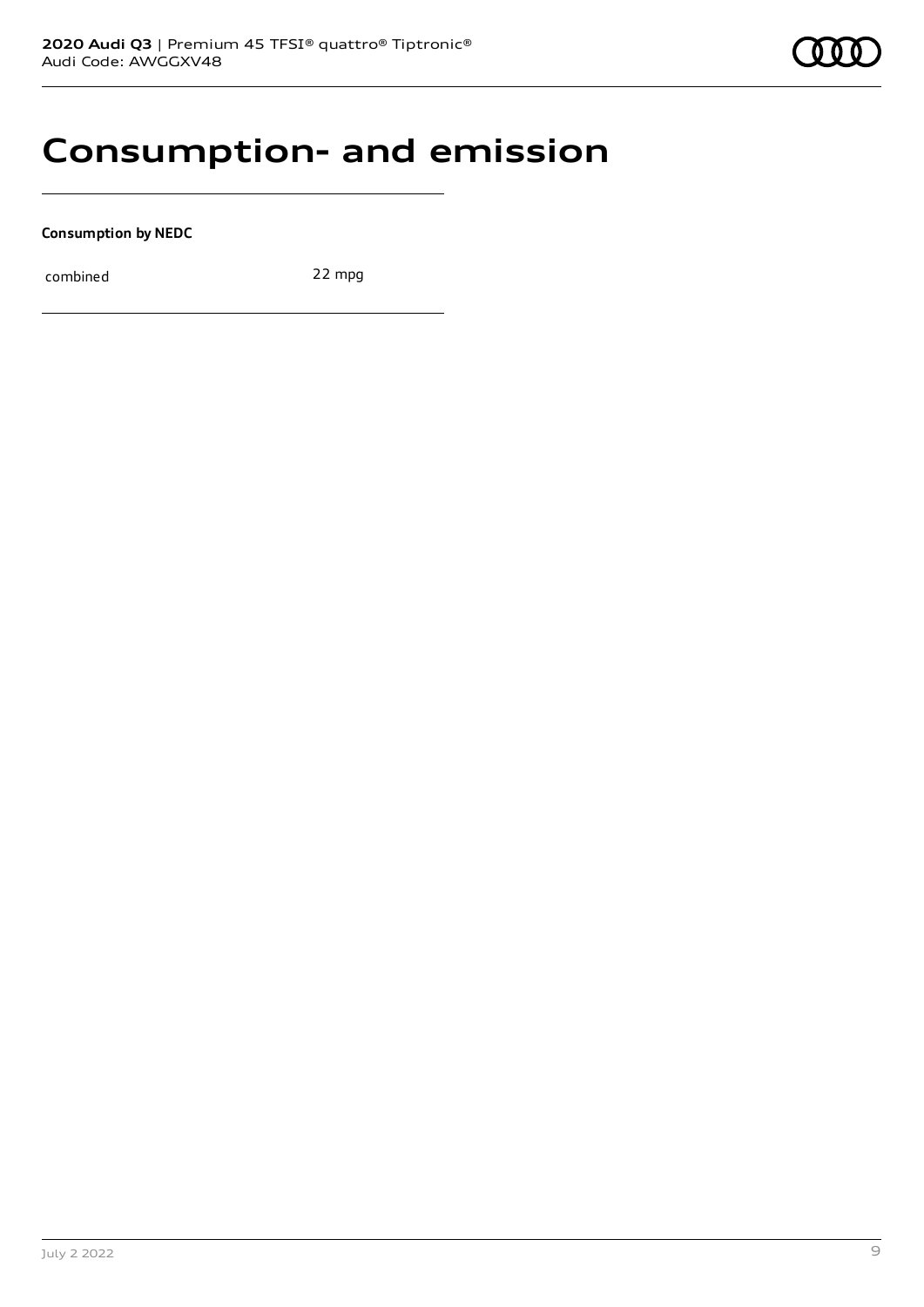# Consumption- and emission

**Consumption by NEDC**

| | |
|---|---|
| combined | 22 mpg |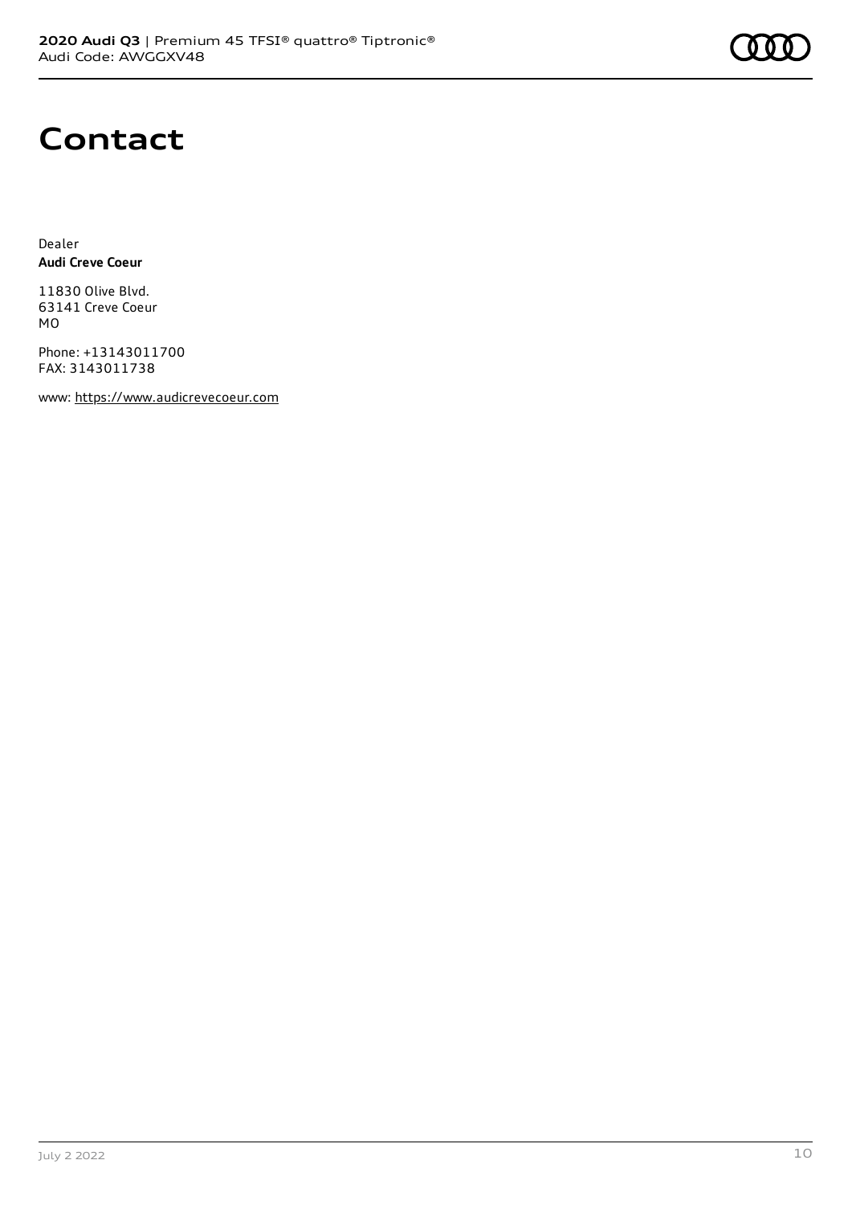# Contact

Dealer
**Audi Creve Coeur**

11830 Olive Blvd.
63141 Creve Coeur
MO

Phone: +13143011700
FAX: 3143011738

www: https://www.audicrevecoeur.com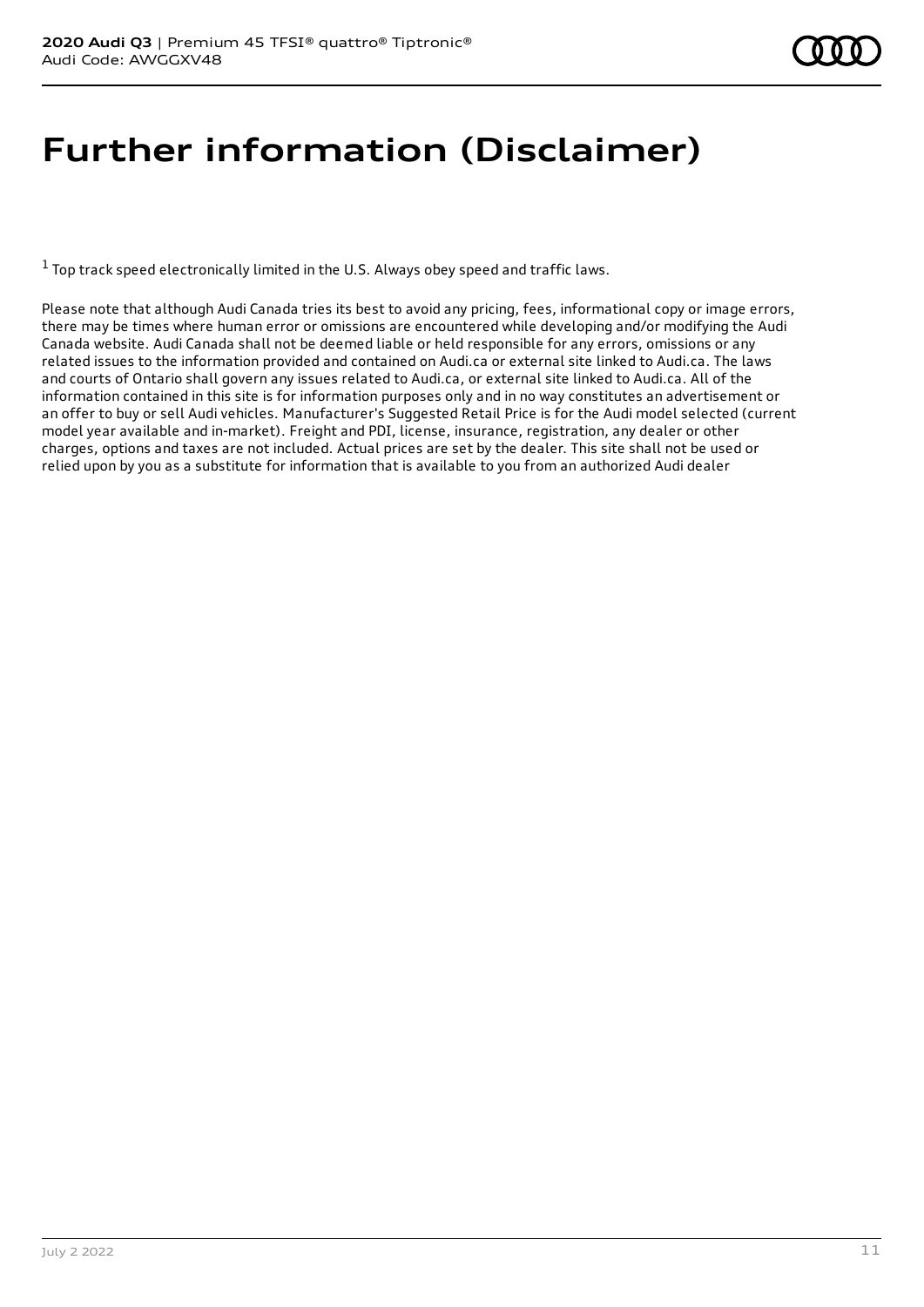# Further information (Disclaimer)

[1] Top track speed electronically limited in the U.S. Always obey speed and traffic laws.

Please note that although Audi Canada tries its best to avoid any pricing, fees, informational copy or image errors, there may be times where human error or omissions are encountered while developing and/or modifying the Audi Canada website. Audi Canada shall not be deemed liable or held responsible for any errors, omissions or any related issues to the information provided and contained on Audi.ca or external site linked to Audi.ca. The laws and courts of Ontario shall govern any issues related to Audi.ca, or external site linked to Audi.ca. All of the information contained in this site is for information purposes only and in no way constitutes an advertisement or an offer to buy or sell Audi vehicles. Manufacturer's Suggested Retail Price is for the Audi model selected (current model year available and in-market). Freight and PDI, license, insurance, registration, any dealer or other charges, options and taxes are not included. Actual prices are set by the dealer. This site shall not be used or relied upon by you as a substitute for information that is available to you from an authorized Audi dealer